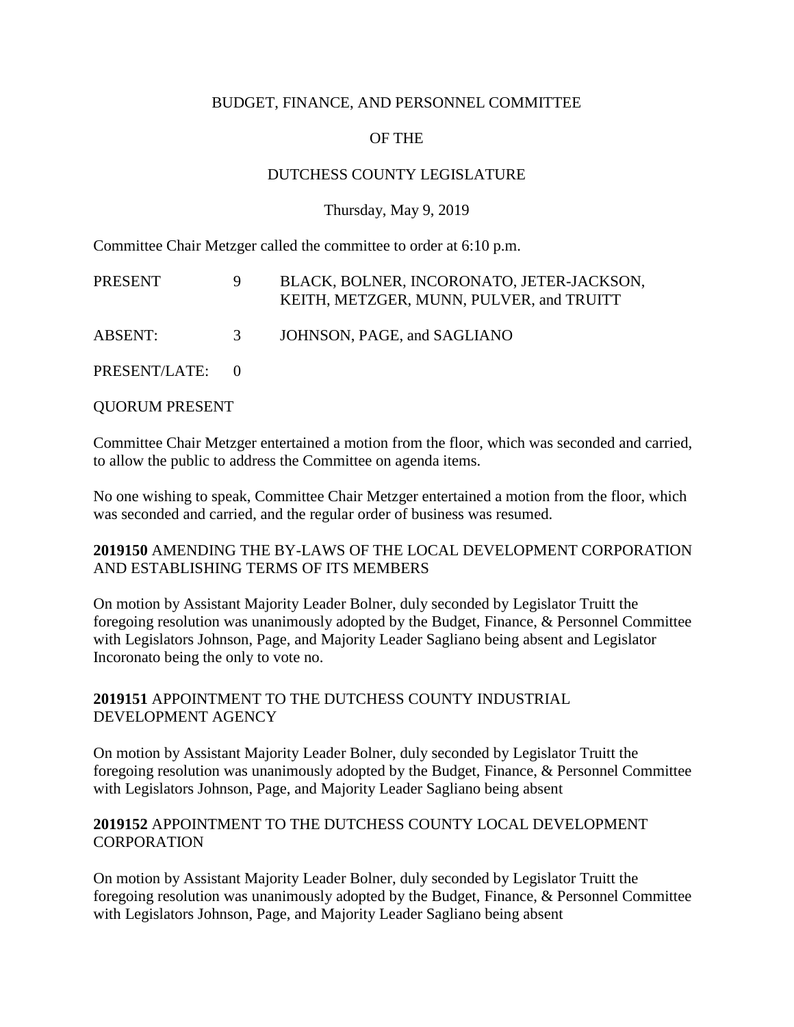BUDGET, FINANCE, AND PERSONNEL COMMITTEE

OF THE

DUTCHESS COUNTY LEGISLATURE

Thursday, May 9, 2019

Committee Chair Metzger called the committee to order at 6:10 p.m.

| | | |
|---|---|---|
| PRESENT | 9 | BLACK, BOLNER, INCORONATO, JETER-JACKSON, KEITH, METZGER, MUNN, PULVER, and TRUITT |
| ABSENT: | 3 | JOHNSON, PAGE, and SAGLIANO |
| PRESENT/LATE: | 0 | |

QUORUM PRESENT

Committee Chair Metzger entertained a motion from the floor, which was seconded and carried, to allow the public to address the Committee on agenda items.

No one wishing to speak, Committee Chair Metzger entertained a motion from the floor, which was seconded and carried, and the regular order of business was resumed.

**2019150** AMENDING THE BY-LAWS OF THE LOCAL DEVELOPMENT CORPORATION AND ESTABLISHING TERMS OF ITS MEMBERS

On motion by Assistant Majority Leader Bolner, duly seconded by Legislator Truitt the foregoing resolution was unanimously adopted by the Budget, Finance, & Personnel Committee with Legislators Johnson, Page, and Majority Leader Sagliano being absent and Legislator Incoronato being the only to vote no.

**2019151** APPOINTMENT TO THE DUTCHESS COUNTY INDUSTRIAL DEVELOPMENT AGENCY

On motion by Assistant Majority Leader Bolner, duly seconded by Legislator Truitt the foregoing resolution was unanimously adopted by the Budget, Finance, & Personnel Committee with Legislators Johnson, Page, and Majority Leader Sagliano being absent

**2019152** APPOINTMENT TO THE DUTCHESS COUNTY LOCAL DEVELOPMENT CORPORATION

On motion by Assistant Majority Leader Bolner, duly seconded by Legislator Truitt the foregoing resolution was unanimously adopted by the Budget, Finance, & Personnel Committee with Legislators Johnson, Page, and Majority Leader Sagliano being absent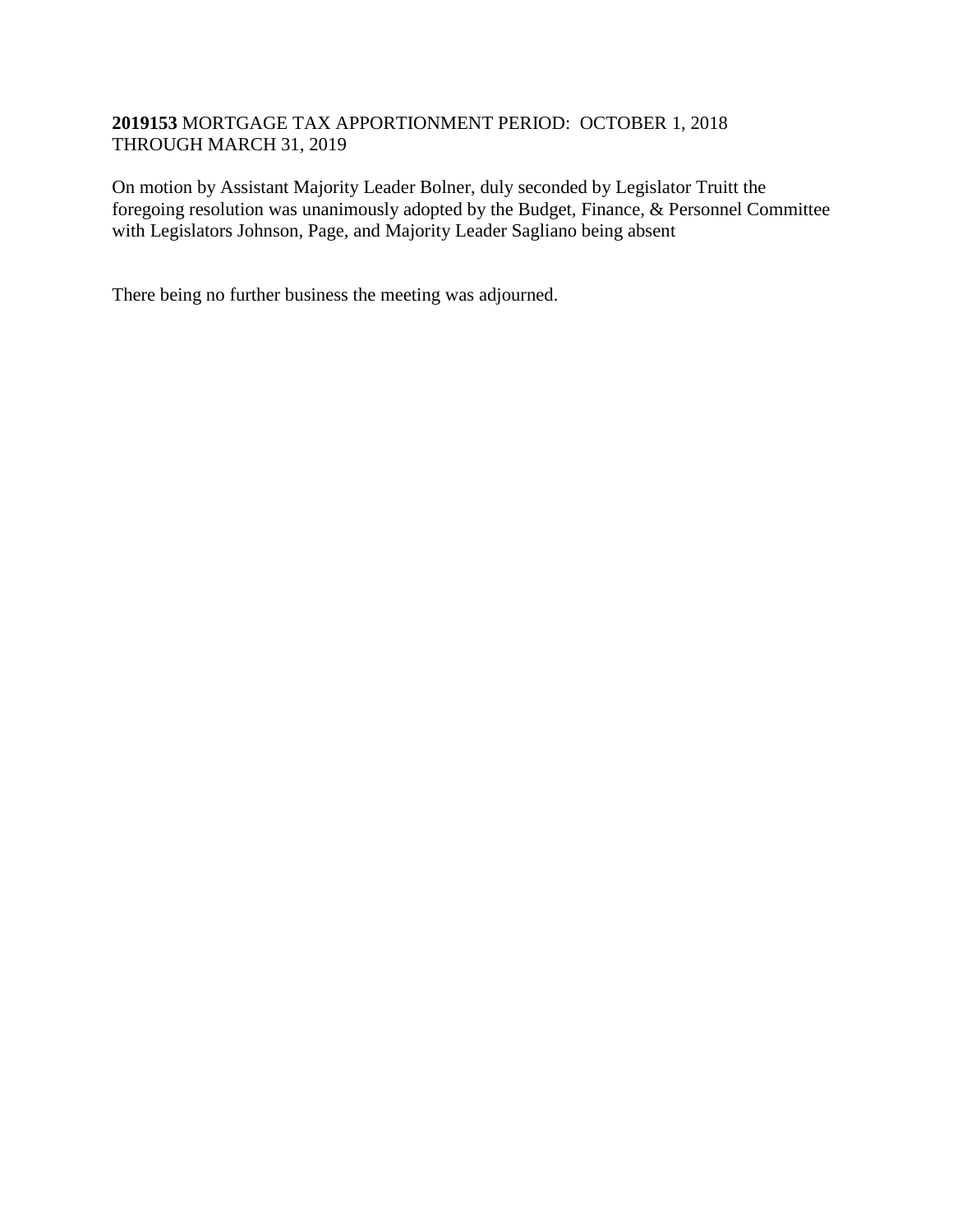**2019153** MORTGAGE TAX APPORTIONMENT PERIOD: OCTOBER 1, 2018 THROUGH MARCH 31, 2019

On motion by Assistant Majority Leader Bolner, duly seconded by Legislator Truitt the foregoing resolution was unanimously adopted by the Budget, Finance, & Personnel Committee with Legislators Johnson, Page, and Majority Leader Sagliano being absent

There being no further business the meeting was adjourned.